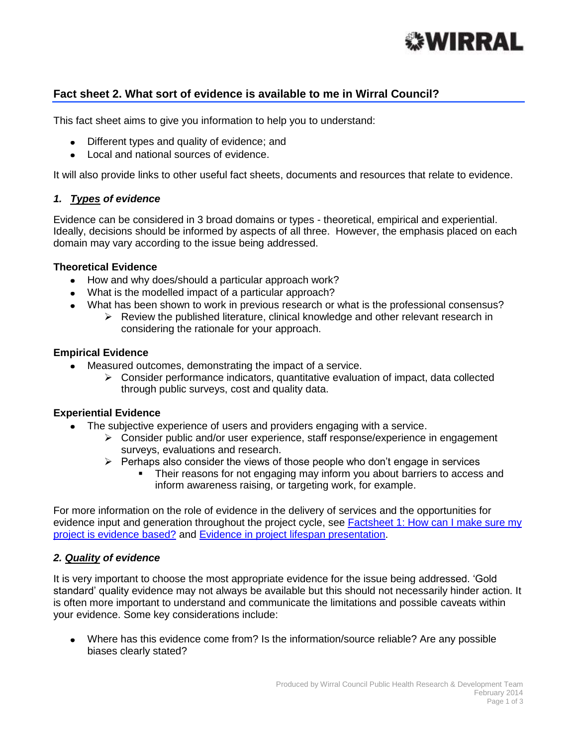## Fact sheet 2. What sort of evidence is available to me in Wirral Council?

This fact sheet aims to give you information to help you to understand:

- Different types and quality of evidence; and
- Local and national sources of evidence.

It will also provide links to other useful fact sheets, documents and resources that relate to evidence.

### *1. Types of evidence*

Evidence can be considered in 3 broad domains or types - theoretical, empirical and experiential. Ideally, decisions should be informed by aspects of all three. However, the emphasis placed on each domain may vary according to the issue being addressed.

**Theoretical Evidence**

- How and why does/should a particular approach work?
- What is the modelled impact of a particular approach?
- What has been shown to work in previous research or what is the professional consensus?
  - Review the published literature, clinical knowledge and other relevant research in considering the rationale for your approach.

**Empirical Evidence**

- Measured outcomes, demonstrating the impact of a service.
  - Consider performance indicators, quantitative evaluation of impact, data collected through public surveys, cost and quality data.

**Experiential Evidence**

- The subjective experience of users and providers engaging with a service.
  - Consider public and/or user experience, staff response/experience in engagement surveys, evaluations and research.
  - Perhaps also consider the views of those people who don't engage in services
    - Their reasons for not engaging may inform you about barriers to access and inform awareness raising, or targeting work, for example.

For more information on the role of evidence in the delivery of services and the opportunities for evidence input and generation throughout the project cycle, see Factsheet 1: How can I make sure my project is evidence based? and Evidence in project lifespan presentation.

### *2. Quality of evidence*

It is very important to choose the most appropriate evidence for the issue being addressed. 'Gold standard' quality evidence may not always be available but this should not necessarily hinder action. It is often more important to understand and communicate the limitations and possible caveats within your evidence. Some key considerations include:

- Where has this evidence come from? Is the information/source reliable? Are any possible biases clearly stated?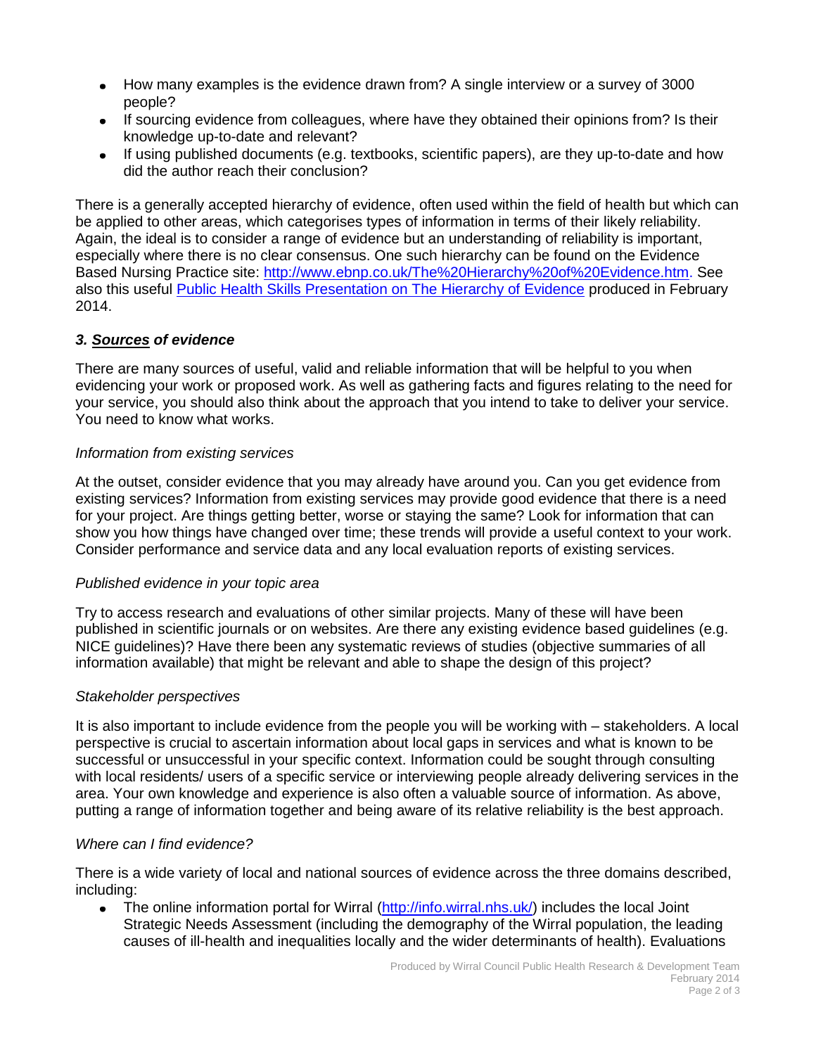- How many examples is the evidence drawn from? A single interview or a survey of 3000 people?
- If sourcing evidence from colleagues, where have they obtained their opinions from? Is their knowledge up-to-date and relevant?
- If using published documents (e.g. textbooks, scientific papers), are they up-to-date and how did the author reach their conclusion?

There is a generally accepted hierarchy of evidence, often used within the field of health but which can be applied to other areas, which categorises types of information in terms of their likely reliability. Again, the ideal is to consider a range of evidence but an understanding of reliability is important, especially where there is no clear consensus. One such hierarchy can be found on the Evidence Based Nursing Practice site: [http://www.ebnp.co.uk/The%20Hierarchy%20of%20Evidence.htm](http://www.ebnp.co.uk/The%20Hierarchy%20of%20Evidence.htm). See also this useful [Public Health Skills Presentation on The Hierarchy of Evidence](#) produced in February 2014.

### *3. Sources of evidence*

There are many sources of useful, valid and reliable information that will be helpful to you when evidencing your work or proposed work. As well as gathering facts and figures relating to the need for your service, you should also think about the approach that you intend to take to deliver your service. You need to know what works.

*Information from existing services*

At the outset, consider evidence that you may already have around you. Can you get evidence from existing services? Information from existing services may provide good evidence that there is a need for your project. Are things getting better, worse or staying the same? Look for information that can show you how things have changed over time; these trends will provide a useful context to your work. Consider performance and service data and any local evaluation reports of existing services.

*Published evidence in your topic area*

Try to access research and evaluations of other similar projects. Many of these will have been published in scientific journals or on websites. Are there any existing evidence based guidelines (e.g. NICE guidelines)? Have there been any systematic reviews of studies (objective summaries of all information available) that might be relevant and able to shape the design of this project?

*Stakeholder perspectives*

It is also important to include evidence from the people you will be working with – stakeholders. A local perspective is crucial to ascertain information about local gaps in services and what is known to be successful or unsuccessful in your specific context. Information could be sought through consulting with local residents/ users of a specific service or interviewing people already delivering services in the area. Your own knowledge and experience is also often a valuable source of information. As above, putting a range of information together and being aware of its relative reliability is the best approach.

*Where can I find evidence?*

There is a wide variety of local and national sources of evidence across the three domains described, including:

- The online information portal for Wirral ([http://info.wirral.nhs.uk/](http://info.wirral.nhs.uk/)) includes the local Joint Strategic Needs Assessment (including the demography of the Wirral population, the leading causes of ill-health and inequalities locally and the wider determinants of health). Evaluations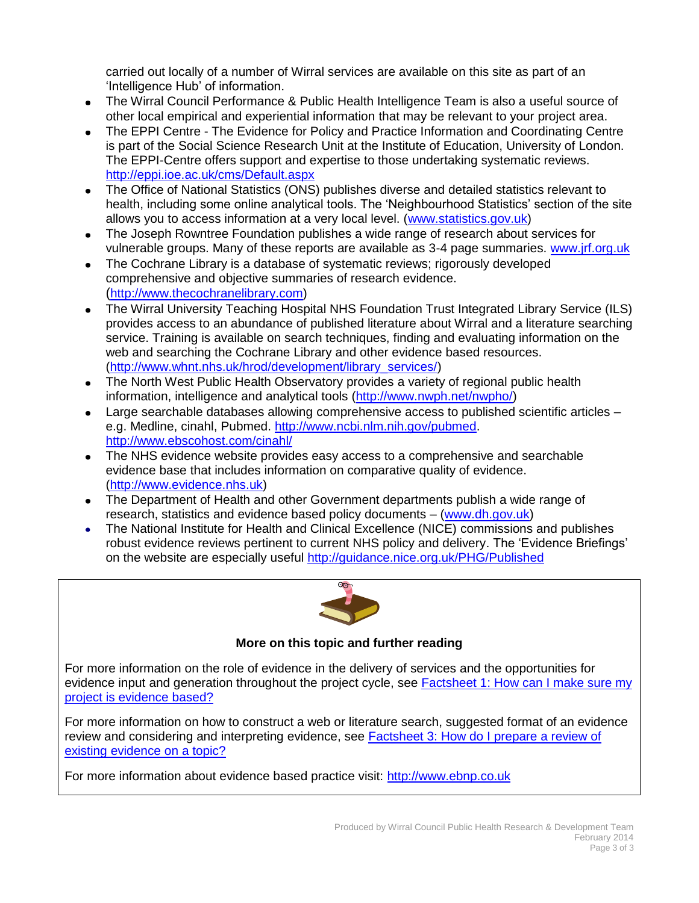carried out locally of a number of Wirral services are available on this site as part of an 'Intelligence Hub' of information.

- The Wirral Council Performance & Public Health Intelligence Team is also a useful source of other local empirical and experiential information that may be relevant to your project area.
- The EPPI Centre - The Evidence for Policy and Practice Information and Coordinating Centre is part of the Social Science Research Unit at the Institute of Education, University of London. The EPPI-Centre offers support and expertise to those undertaking systematic reviews. http://eppi.ioe.ac.uk/cms/Default.aspx
- The Office of National Statistics (ONS) publishes diverse and detailed statistics relevant to health, including some online analytical tools. The 'Neighbourhood Statistics' section of the site allows you to access information at a very local level. (www.statistics.gov.uk)
- The Joseph Rowntree Foundation publishes a wide range of research about services for vulnerable groups. Many of these reports are available as 3-4 page summaries. www.jrf.org.uk
- The Cochrane Library is a database of systematic reviews; rigorously developed comprehensive and objective summaries of research evidence. (http://www.thecochranelibrary.com)
- The Wirral University Teaching Hospital NHS Foundation Trust Integrated Library Service (ILS) provides access to an abundance of published literature about Wirral and a literature searching service. Training is available on search techniques, finding and evaluating information on the web and searching the Cochrane Library and other evidence based resources. (http://www.whnt.nhs.uk/hrod/development/library_services/)
- The North West Public Health Observatory provides a variety of regional public health information, intelligence and analytical tools (http://www.nwph.net/nwpho/)
- Large searchable databases allowing comprehensive access to published scientific articles – e.g. Medline, cinahl, Pubmed. http://www.ncbi.nlm.nih.gov/pubmed. http://www.ebscohost.com/cinahl/
- The NHS evidence website provides easy access to a comprehensive and searchable evidence base that includes information on comparative quality of evidence. (http://www.evidence.nhs.uk)
- The Department of Health and other Government departments publish a wide range of research, statistics and evidence based policy documents – (www.dh.gov.uk)
- The National Institute for Health and Clinical Excellence (NICE) commissions and publishes robust evidence reviews pertinent to current NHS policy and delivery. The 'Evidence Briefings' on the website are especially useful http://guidance.nice.org.uk/PHG/Published

**More on this topic and further reading**

For more information on the role of evidence in the delivery of services and the opportunities for evidence input and generation throughout the project cycle, see Factsheet 1: How can I make sure my project is evidence based?

For more information on how to construct a web or literature search, suggested format of an evidence review and considering and interpreting evidence, see Factsheet 3: How do I prepare a review of existing evidence on a topic?

For more information about evidence based practice visit: http://www.ebnp.co.uk

Produced by Wirral Council Public Health Research & Development Team
February 2014